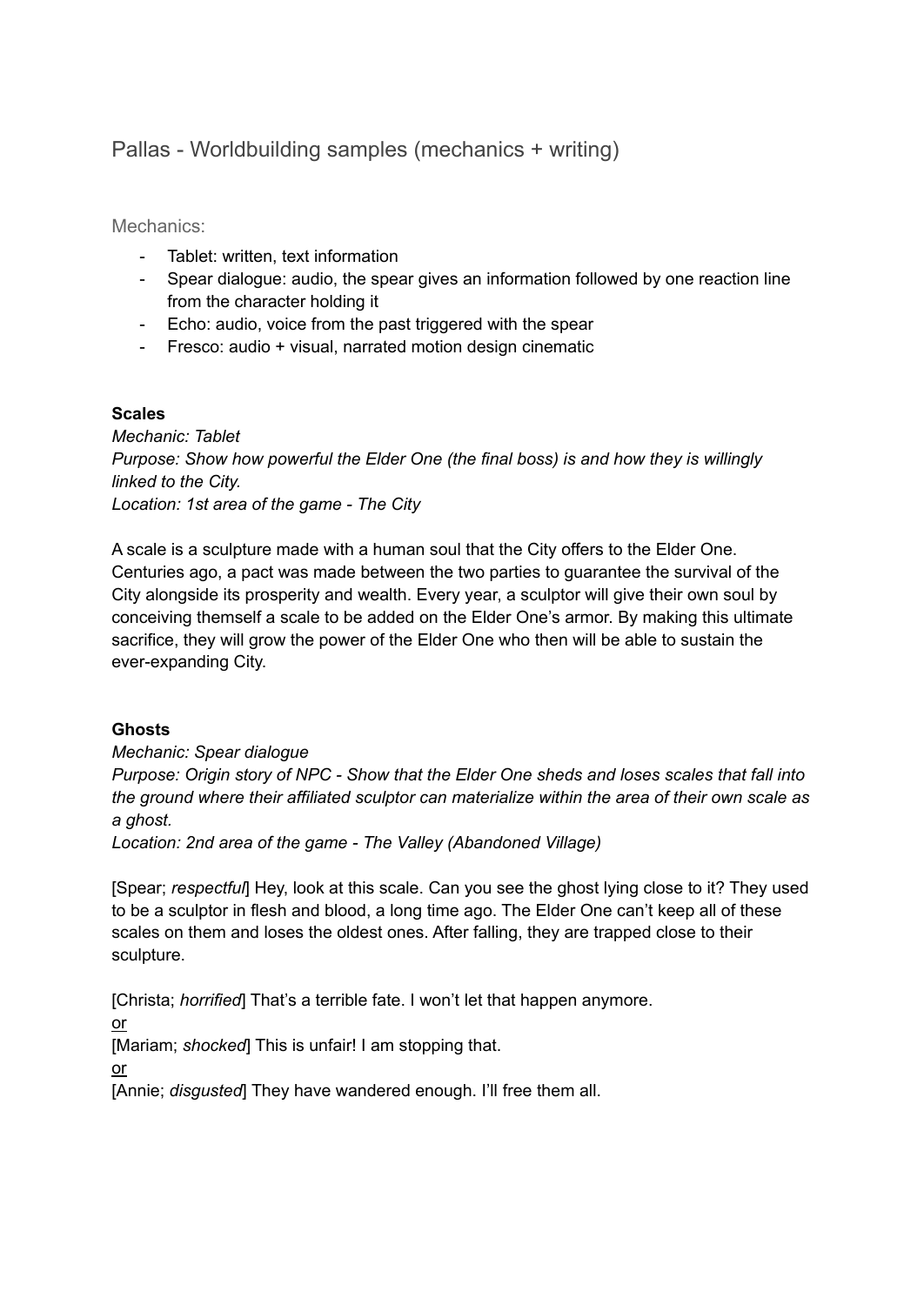# Pallas - Worldbuilding samples (mechanics + writing)

## Mechanics:

- Tablet: written, text information
- Spear dialogue: audio, the spear gives an information followed by one reaction line from the character holding it
- Echo: audio, voice from the past triggered with the spear
- Fresco: audio + visual, narrated motion design cinematic

**Scales**

*Mechanic: Tablet*
*Purpose: Show how powerful the Elder One (the final boss) is and how they is willingly linked to the City.*
*Location: 1st area of the game - The City*

A scale is a sculpture made with a human soul that the City offers to the Elder One. Centuries ago, a pact was made between the two parties to guarantee the survival of the City alongside its prosperity and wealth. Every year, a sculptor will give their own soul by conceiving themself a scale to be added on the Elder One's armor. By making this ultimate sacrifice, they will grow the power of the Elder One who then will be able to sustain the ever-expanding City.

**Ghosts**

*Mechanic: Spear dialogue*
*Purpose: Origin story of NPC - Show that the Elder One sheds and loses scales that fall into the ground where their affiliated sculptor can materialize within the area of their own scale as a ghost.*
*Location: 2nd area of the game - The Valley (Abandoned Village)*

[Spear; *respectful*] Hey, look at this scale. Can you see the ghost lying close to it? They used to be a sculptor in flesh and blood, a long time ago. The Elder One can't keep all of these scales on them and loses the oldest ones. After falling, they are trapped close to their sculpture.

[Christa; *horrified*] That's a terrible fate. I won't let that happen anymore.
<u>or</u>
[Mariam; *shocked*] This is unfair! I am stopping that.
<u>or</u>
[Annie; *disgusted*] They have wandered enough. I'll free them all.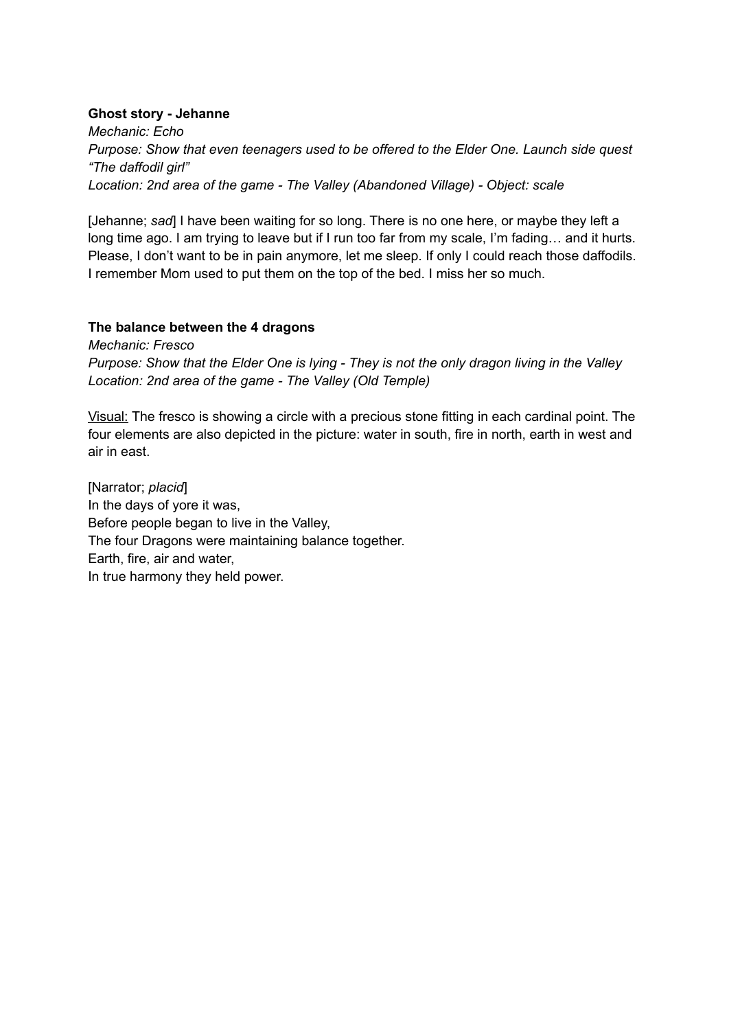**Ghost story - Jehanne**

*Mechanic: Echo*

*Purpose: Show that even teenagers used to be offered to the Elder One. Launch side quest "The daffodil girl"*

*Location: 2nd area of the game - The Valley (Abandoned Village) - Object: scale*

[Jehanne; *sad*] I have been waiting for so long. There is no one here, or maybe they left a long time ago. I am trying to leave but if I run too far from my scale, I'm fading… and it hurts. Please, I don't want to be in pain anymore, let me sleep. If only I could reach those daffodils. I remember Mom used to put them on the top of the bed. I miss her so much.

**The balance between the 4 dragons**

*Mechanic: Fresco*

*Purpose: Show that the Elder One is lying - They is not the only dragon living in the Valley*

*Location: 2nd area of the game - The Valley (Old Temple)*

<u>Visual:</u> The fresco is showing a circle with a precious stone fitting in each cardinal point. The four elements are also depicted in the picture: water in south, fire in north, earth in west and air in east.

[Narrator; *placid*]
In the days of yore it was,
Before people began to live in the Valley,
The four Dragons were maintaining balance together.
Earth, fire, air and water,
In true harmony they held power.